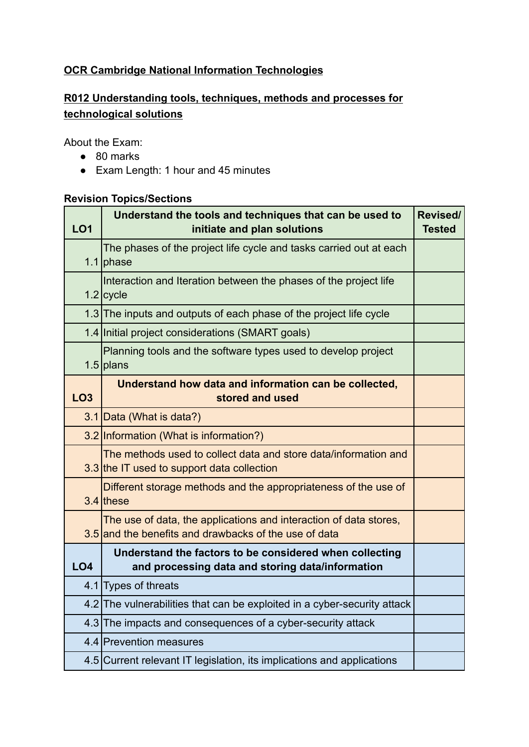**OCR Cambridge National Information Technologies**

## **R012 Understanding tools, techniques, methods and processes for technological solutions**

About the Exam:

- 80 marks
- Exam Length: 1 hour and 45 minutes

**Revision Topics/Sections**

| **LO1** | **Understand the tools and techniques that can be used to initiate and plan solutions** | **Revised/ Tested** |
|---|---|---|
| 1.1 | The phases of the project life cycle and tasks carried out at each phase | |
| 1.2 | Interaction and Iteration between the phases of the project life cycle | |
| 1.3 | The inputs and outputs of each phase of the project life cycle | |
| 1.4 | Initial project considerations (SMART goals) | |
| 1.5 | Planning tools and the software types used to develop project plans | |
| **LO3** | **Understand how data and information can be collected, stored and used** | |
| 3.1 | Data (What is data?) | |
| 3.2 | Information (What is information?) | |
| 3.3 | The methods used to collect data and store data/information and the IT used to support data collection | |
| 3.4 | Different storage methods and the appropriateness of the use of these | |
| 3.5 | The use of data, the applications and interaction of data stores, and the benefits and drawbacks of the use of data | |
| **LO4** | **Understand the factors to be considered when collecting and processing data and storing data/information** | |
| 4.1 | Types of threats | |
| 4.2 | The vulnerabilities that can be exploited in a cyber-security attack | |
| 4.3 | The impacts and consequences of a cyber-security attack | |
| 4.4 | Prevention measures | |
| 4.5 | Current relevant IT legislation, its implications and applications | |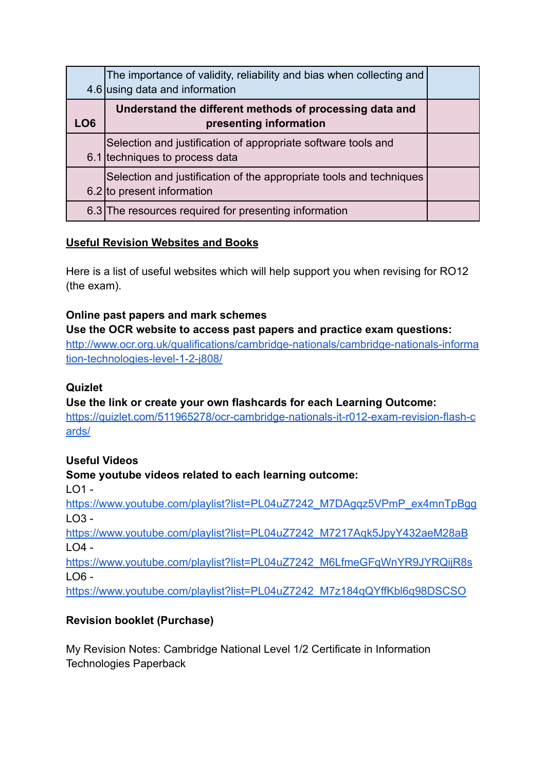| | | |
|---|---|---|
| 4.6 | The importance of validity, reliability and bias when collecting and using data and information | |
| **LO6** | **Understand the different methods of processing data and presenting information** | |
| 6.1 | Selection and justification of appropriate software tools and techniques to process data | |
| 6.2 | Selection and justification of the appropriate tools and techniques to present information | |
| 6.3 | The resources required for presenting information | |

## Useful Revision Websites and Books

Here is a list of useful websites which will help support you when revising for RO12 (the exam).

**Online past papers and mark schemes**
**Use the OCR website to access past papers and practice exam questions:**
http://www.ocr.org.uk/qualifications/cambridge-nationals/cambridge-nationals-information-technologies-level-1-2-j808/

**Quizlet**
**Use the link or create your own flashcards for each Learning Outcome:**
https://quizlet.com/511965278/ocr-cambridge-nationals-it-r012-exam-revision-flash-cards/

**Useful Videos**
**Some youtube videos related to each learning outcome:**
LO1 -
https://www.youtube.com/playlist?list=PL04uZ7242_M7DAgqz5VPmP_ex4mnTpBgg
LO3 -
https://www.youtube.com/playlist?list=PL04uZ7242_M7217Aqk5JpyY432aeM28aB
LO4 -
https://www.youtube.com/playlist?list=PL04uZ7242_M6LfmeGFqWnYR9JYRQijR8s
LO6 -
https://www.youtube.com/playlist?list=PL04uZ7242_M7z184qQYffKbl6q98DSCSO

**Revision booklet (Purchase)**

My Revision Notes: Cambridge National Level 1/2 Certificate in Information Technologies Paperback